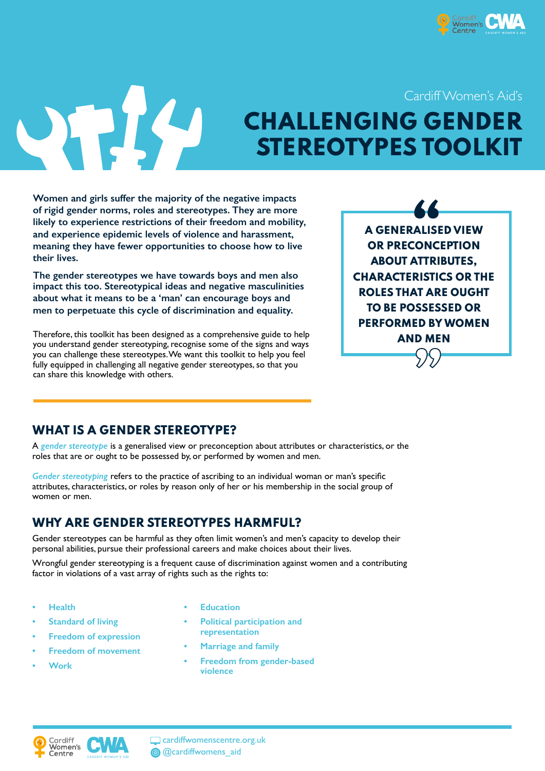Cardiff Women's Aid's

# CHALLENGING GENDER STEREOTYPES TOOLKIT

**Women and girls suffer the majority of the negative impacts of rigid gender norms, roles and stereotypes. They are more likely to experience restrictions of their freedom and mobility, and experience epidemic levels of violence and harassment, meaning they have fewer opportunities to choose how to live their lives.**

**The gender stereotypes we have towards boys and men also impact this too. Stereotypical ideas and negative masculinities about what it means to be a 'man' can encourage boys and men to perpetuate this cycle of discrimination and equality.**

Therefore, this toolkit has been designed as a comprehensive guide to help you understand gender stereotyping, recognise some of the signs and ways you can challenge these stereotypes. We want this toolkit to help you feel fully equipped in challenging all negative gender stereotypes, so that you can share this knowledge with others.

> **"A GENERALISED VIEW OR PRECONCEPTION ABOUT ATTRIBUTES, CHARACTERISTICS OR THE ROLES THAT ARE OUGHT TO BE POSSESSED OR PERFORMED BY WOMEN AND MEN"**

## WHAT IS A GENDER STEREOTYPE?

A *gender stereotype* is a generalised view or preconception about attributes or characteristics, or the roles that are or ought to be possessed by, or performed by women and men.

*Gender stereotyping* refers to the practice of ascribing to an individual woman or man's specific attributes, characteristics, or roles by reason only of her or his membership in the social group of women or men.

## WHY ARE GENDER STEREOTYPES HARMFUL?

Gender stereotypes can be harmful as they often limit women's and men's capacity to develop their personal abilities, pursue their professional careers and make choices about their lives.

Wrongful gender stereotyping is a frequent cause of discrimination against women and a contributing factor in violations of a vast array of rights such as the rights to:

- Health
- Standard of living
- Freedom of expression
- Freedom of movement
- Work
- Education
- Political participation and representation
- Marriage and family
- Freedom from gender-based violence

cardiffwomenscentre.org.uk
@cardiffwomens_aid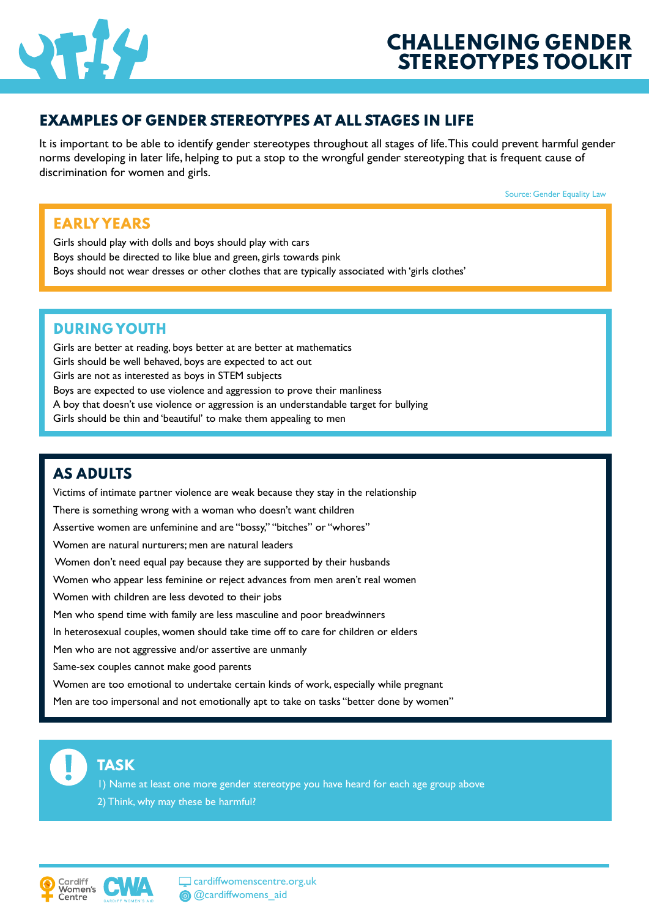# CHALLENGING GENDER STEREOTYPES TOOLKIT

## EXAMPLES OF GENDER STEREOTYPES AT ALL STAGES IN LIFE

It is important to be able to identify gender stereotypes throughout all stages of life. This could prevent harmful gender norms developing in later life, helping to put a stop to the wrongful gender stereotyping that is frequent cause of discrimination for women and girls.

Source: Gender Equality Law

### EARLY YEARS

Girls should play with dolls and boys should play with cars
Boys should be directed to like blue and green, girls towards pink
Boys should not wear dresses or other clothes that are typically associated with 'girls clothes'

### DURING YOUTH

Girls are better at reading, boys better at are better at mathematics
Girls should be well behaved, boys are expected to act out
Girls are not as interested as boys in STEM subjects
Boys are expected to use violence and aggression to prove their manliness
A boy that doesn't use violence or aggression is an understandable target for bullying
Girls should be thin and 'beautiful' to make them appealing to men

### AS ADULTS

Victims of intimate partner violence are weak because they stay in the relationship
There is something wrong with a woman who doesn't want children
Assertive women are unfeminine and are "bossy," "bitches" or "whores"
Women are natural nurturers; men are natural leaders
Women don't need equal pay because they are supported by their husbands
Women who appear less feminine or reject advances from men aren't real women
Women with children are less devoted to their jobs
Men who spend time with family are less masculine and poor breadwinners
In heterosexual couples, women should take time off to care for children or elders
Men who are not aggressive and/or assertive are unmanly
Same-sex couples cannot make good parents
Women are too emotional to undertake certain kinds of work, especially while pregnant
Men are too impersonal and not emotionally apt to take on tasks "better done by women"

### TASK

1) Name at least one more gender stereotype you have heard for each age group above
2) Think, why may these be harmful?

Cardiff Women's Centre · CWA Cardiff Women's Aid
cardiffwomenscentre.org.uk
@cardiffwomens_aid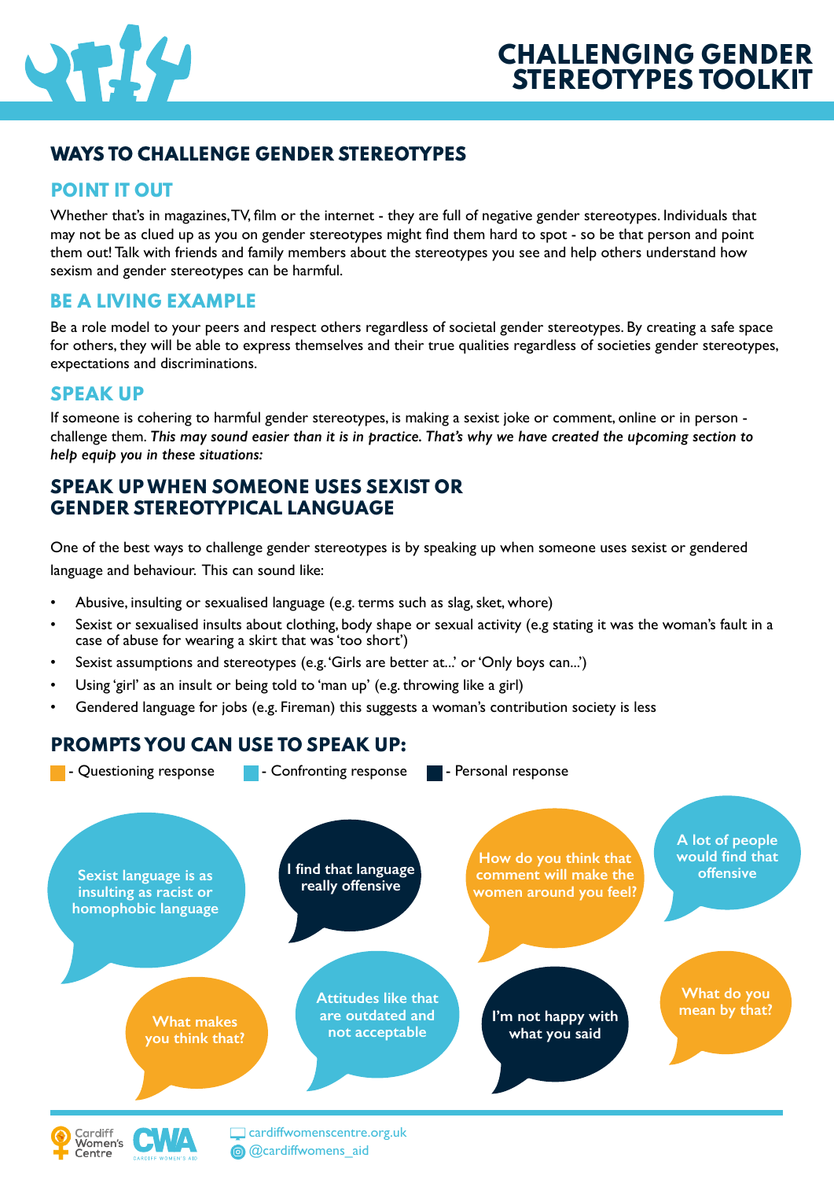# CHALLENGING GENDER STEREOTYPES TOOLKIT

## WAYS TO CHALLENGE GENDER STEREOTYPES

### POINT IT OUT

Whether that's in magazines, TV, film or the internet - they are full of negative gender stereotypes. Individuals that may not be as clued up as you on gender stereotypes might find them hard to spot - so be that person and point them out! Talk with friends and family members about the stereotypes you see and help others understand how sexism and gender stereotypes can be harmful.

### BE A LIVING EXAMPLE

Be a role model to your peers and respect others regardless of societal gender stereotypes. By creating a safe space for others, they will be able to express themselves and their true qualities regardless of societies gender stereotypes, expectations and discriminations.

### SPEAK UP

If someone is cohering to harmful gender stereotypes, is making a sexist joke or comment, online or in person - challenge them. *This may sound easier than it is in practice. That's why we have created the upcoming section to help equip you in these situations:*

## SPEAK UP WHEN SOMEONE USES SEXIST OR GENDER STEREOTYPICAL LANGUAGE

One of the best ways to challenge gender stereotypes is by speaking up when someone uses sexist or gendered language and behaviour. This can sound like:

- Abusive, insulting or sexualised language (e.g. terms such as slag, sket, whore)
- Sexist or sexualised insults about clothing, body shape or sexual activity (e.g stating it was the woman's fault in a case of abuse for wearing a skirt that was 'too short')
- Sexist assumptions and stereotypes (e.g. 'Girls are better at...' or 'Only boys can...')
- Using 'girl' as an insult or being told to 'man up' (e.g. throwing like a girl)
- Gendered language for jobs (e.g. Fireman) this suggests a woman's contribution society is less

## PROMPTS YOU CAN USE TO SPEAK UP:

- Questioning response
- Confronting response
- Personal response

Sexist language is as insulting as racist or homophobic language

I find that language really offensive

How do you think that comment will make the women around you feel?

A lot of people would find that offensive

What makes you think that?

Attitudes like that are outdated and not acceptable

I'm not happy with what you said

What do you mean by that?

Cardiff Women's Centre | CWA Cardiff Women's Aid

cardiffwomenscentre.org.uk

@cardiffwomens_aid